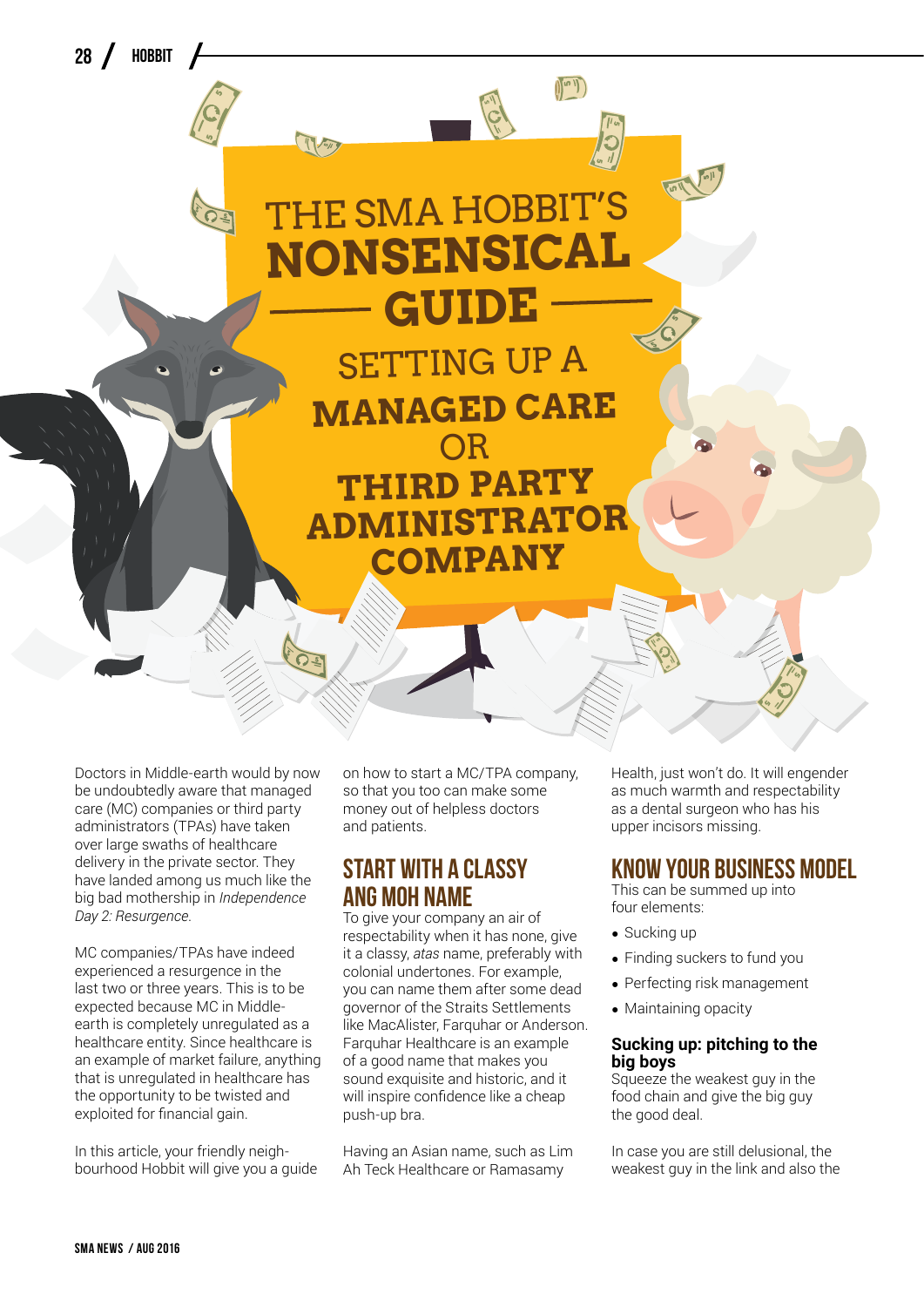# THE SMA HOBBIT'S NONSENSICAL GUIDE

## SETTING UP A MANAGED CARE OR THIRD PARTY ADMINISTRATOR COMPANY

Doctors in Middle-earth would by now be undoubtedly aware that managed care (MC) companies or third party administrators (TPAs) have taken over large swaths of healthcare delivery in the private sector. They have landed among us much like the big bad mothership in *Independence Day 2: Resurgence*.

MC companies/TPAs have indeed experienced a resurgence in the last two or three years. This is to be expected because MC in Middle-earth is completely unregulated as a healthcare entity. Since healthcare is an example of market failure, anything that is unregulated in healthcare has the opportunity to be twisted and exploited for financial gain.

In this article, your friendly neighbourhood Hobbit will give you a guide on how to start a MC/TPA company, so that you too can make some money out of helpless doctors and patients.

## START WITH A CLASSY ANG MOH NAME

To give your company an air of respectability when it has none, give it a classy, *atas* name, preferably with colonial undertones. For example, you can name them after some dead governor of the Straits Settlements like MacAlister, Farquhar or Anderson. Farquhar Healthcare is an example of a good name that makes you sound exquisite and historic, and it will inspire confidence like a cheap push-up bra.

Having an Asian name, such as Lim Ah Teck Healthcare or Ramasamy Health, just won't do. It will engender as much warmth and respectability as a dental surgeon who has his upper incisors missing.

## KNOW YOUR BUSINESS MODEL

This can be summed up into four elements:

- Sucking up
- Finding suckers to fund you
- Perfecting risk management
- Maintaining opacity

### Sucking up: pitching to the big boys

Squeeze the weakest guy in the food chain and give the big guy the good deal.

In case you are still delusional, the weakest guy in the link and also the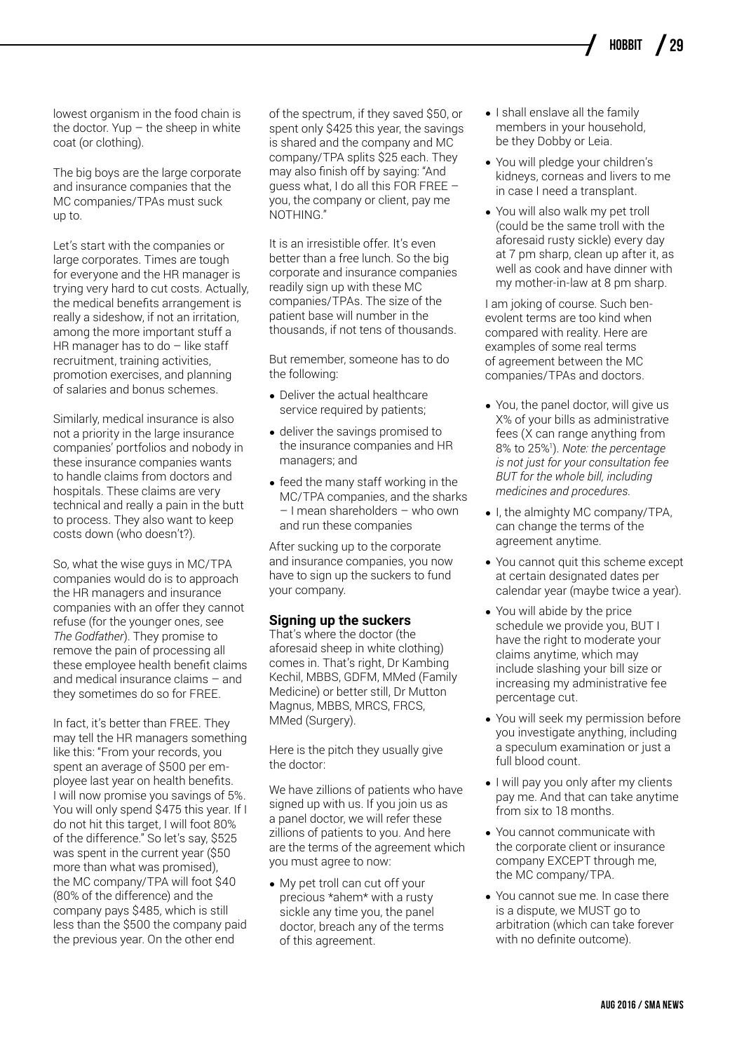lowest organism in the food chain is the doctor. Yup – the sheep in white coat (or clothing).

The big boys are the large corporate and insurance companies that the MC companies/TPAs must suck up to.

Let's start with the companies or large corporates. Times are tough for everyone and the HR manager is trying very hard to cut costs. Actually, the medical benefits arrangement is really a sideshow, if not an irritation, among the more important stuff a HR manager has to do – like staff recruitment, training activities, promotion exercises, and planning of salaries and bonus schemes.

Similarly, medical insurance is also not a priority in the large insurance companies' portfolios and nobody in these insurance companies wants to handle claims from doctors and hospitals. These claims are very technical and really a pain in the butt to process. They also want to keep costs down (who doesn't?).

So, what the wise guys in MC/TPA companies would do is to approach the HR managers and insurance companies with an offer they cannot refuse (for the younger ones, see *The Godfather*). They promise to remove the pain of processing all these employee health benefit claims and medical insurance claims – and they sometimes do so for FREE.

In fact, it's better than FREE. They may tell the HR managers something like this: "From your records, you spent an average of $500 per employee last year on health benefits. I will now promise you savings of 5%. You will only spend $475 this year. If I do not hit this target, I will foot 80% of the difference." So let's say, $525 was spent in the current year ($50 more than what was promised), the MC company/TPA will foot $40 (80% of the difference) and the company pays $485, which is still less than the $500 the company paid the previous year. On the other end of the spectrum, if they saved $50, or spent only $425 this year, the savings is shared and the company and MC company/TPA splits $25 each. They may also finish off by saying: "And guess what, I do all this FOR FREE – you, the company or client, pay me NOTHING."

It is an irresistible offer. It's even better than a free lunch. So the big corporate and insurance companies readily sign up with these MC companies/TPAs. The size of the patient base will number in the thousands, if not tens of thousands.

But remember, someone has to do the following:

- Deliver the actual healthcare service required by patients;
- deliver the savings promised to the insurance companies and HR managers; and
- feed the many staff working in the MC/TPA companies, and the sharks – I mean shareholders – who own and run these companies

After sucking up to the corporate and insurance companies, you now have to sign up the suckers to fund your company.

### Signing up the suckers

That's where the doctor (the aforesaid sheep in white clothing) comes in. That's right, Dr Kambing Kechil, MBBS, GDFM, MMed (Family Medicine) or better still, Dr Mutton Magnus, MBBS, MRCS, FRCS, MMed (Surgery).

Here is the pitch they usually give the doctor:

We have zillions of patients who have signed up with us. If you join us as a panel doctor, we will refer these zillions of patients to you. And here are the terms of the agreement which you must agree to now:

- My pet troll can cut off your precious *ahem* with a rusty sickle any time you, the panel doctor, breach any of the terms of this agreement.
- I shall enslave all the family members in your household, be they Dobby or Leia.
- You will pledge your children's kidneys, corneas and livers to me in case I need a transplant.
- You will also walk my pet troll (could be the same troll with the aforesaid rusty sickle) every day at 7 pm sharp, clean up after it, as well as cook and have dinner with my mother-in-law at 8 pm sharp.

I am joking of course. Such benevolent terms are too kind when compared with reality. Here are examples of some real terms of agreement between the MC companies/TPAs and doctors.

- You, the panel doctor, will give us X% of your bills as administrative fees (X can range anything from 8% to 25%[1]). *Note: the percentage is not just for your consultation fee BUT for the whole bill, including medicines and procedures.*
- I, the almighty MC company/TPA, can change the terms of the agreement anytime.
- You cannot quit this scheme except at certain designated dates per calendar year (maybe twice a year).
- You will abide by the price schedule we provide you, BUT I have the right to moderate your claims anytime, which may include slashing your bill size or increasing my administrative fee percentage cut.
- You will seek my permission before you investigate anything, including a speculum examination or just a full blood count.
- I will pay you only after my clients pay me. And that can take anytime from six to 18 months.
- You cannot communicate with the corporate client or insurance company EXCEPT through me, the MC company/TPA.
- You cannot sue me. In case there is a dispute, we MUST go to arbitration (which can take forever with no definite outcome).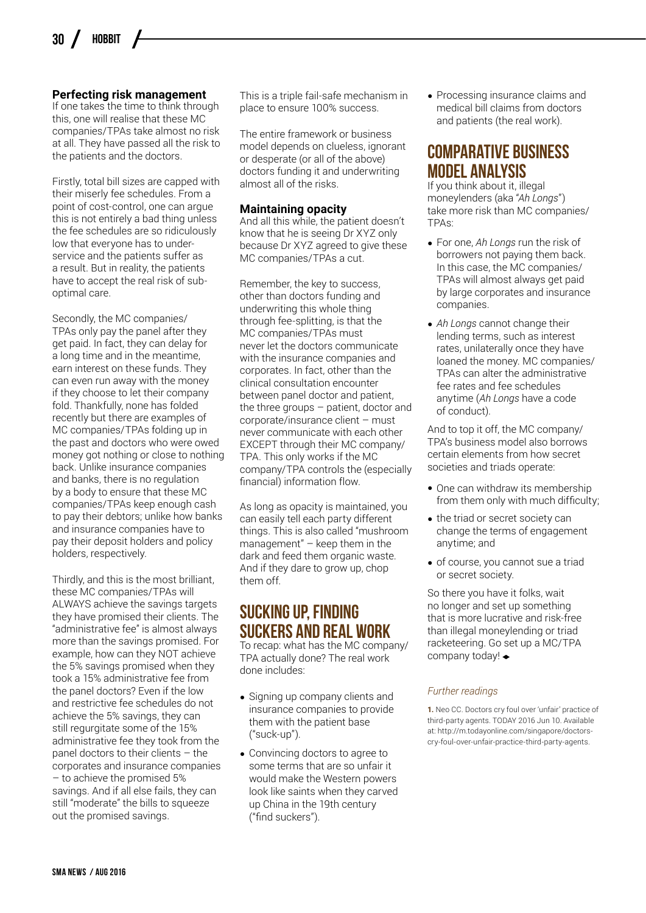### Perfecting risk management

If one takes the time to think through this, one will realise that these MC companies/TPAs take almost no risk at all. They have passed all the risk to the patients and the doctors.

Firstly, total bill sizes are capped with their miserly fee schedules. From a point of cost-control, one can argue this is not entirely a bad thing unless the fee schedules are so ridiculously low that everyone has to under-service and the patients suffer as a result. But in reality, the patients have to accept the real risk of sub-optimal care.

Secondly, the MC companies/TPAs only pay the panel after they get paid. In fact, they can delay for a long time and in the meantime, earn interest on these funds. They can even run away with the money if they choose to let their company fold. Thankfully, none has folded recently but there are examples of MC companies/TPAs folding up in the past and doctors who were owed money got nothing or close to nothing back. Unlike insurance companies and banks, there is no regulation by a body to ensure that these MC companies/TPAs keep enough cash to pay their debtors; unlike how banks and insurance companies have to pay their deposit holders and policy holders, respectively.

Thirdly, and this is the most brilliant, these MC companies/TPAs will ALWAYS achieve the savings targets they have promised their clients. The "administrative fee" is almost always more than the savings promised. For example, how can they NOT achieve the 5% savings promised when they took a 15% administrative fee from the panel doctors? Even if the low and restrictive fee schedules do not achieve the 5% savings, they can still regurgitate some of the 15% administrative fee they took from the panel doctors to their clients – the corporates and insurance companies – to achieve the promised 5% savings. And if all else fails, they can still "moderate" the bills to squeeze out the promised savings.

This is a triple fail-safe mechanism in place to ensure 100% success.

The entire framework or business model depends on clueless, ignorant or desperate (or all of the above) doctors funding it and underwriting almost all of the risks.

### Maintaining opacity

And all this while, the patient doesn't know that he is seeing Dr XYZ only because Dr XYZ agreed to give these MC companies/TPAs a cut.

Remember, the key to success, other than doctors funding and underwriting this whole thing through fee-splitting, is that the MC companies/TPAs must never let the doctors communicate with the insurance companies and corporates. In fact, other than the clinical consultation encounter between panel doctor and patient, the three groups – patient, doctor and corporate/insurance client – must never communicate with each other EXCEPT through their MC company/TPA. This only works if the MC company/TPA controls the (especially financial) information flow.

As long as opacity is maintained, you can easily tell each party different things. This is also called "mushroom management" – keep them in the dark and feed them organic waste. And if they dare to grow up, chop them off.

## Sucking up, finding suckers and real work

To recap: what has the MC company/TPA actually done? The real work done includes:

- Signing up company clients and insurance companies to provide them with the patient base ("suck-up").
- Convincing doctors to agree to some terms that are so unfair it would make the Western powers look like saints when they carved up China in the 19th century ("find suckers").
- Processing insurance claims and medical bill claims from doctors and patients (the real work).

## Comparative business model analysis

If you think about it, illegal moneylenders (aka "*Ah Longs*") take more risk than MC companies/TPAs:

- For one, *Ah Longs* run the risk of borrowers not paying them back. In this case, the MC companies/TPAs will almost always get paid by large corporates and insurance companies.
- *Ah Longs* cannot change their lending terms, such as interest rates, unilaterally once they have loaned the money. MC companies/TPAs can alter the administrative fee rates and fee schedules anytime (*Ah Longs* have a code of conduct).

And to top it off, the MC company/TPA's business model also borrows certain elements from how secret societies and triads operate:

- One can withdraw its membership from them only with much difficulty;
- the triad or secret society can change the terms of engagement anytime; and
- of course, you cannot sue a triad or secret society.

So there you have it folks, wait no longer and set up something that is more lucrative and risk-free than illegal moneylending or triad racketeering. Go set up a MC/TPA company today!

*Further readings*

1. Neo CC. Doctors cry foul over 'unfair' practice of third-party agents. TODAY 2016 Jun 10. Available at: http://m.todayonline.com/singapore/doctors-cry-foul-over-unfair-practice-third-party-agents.